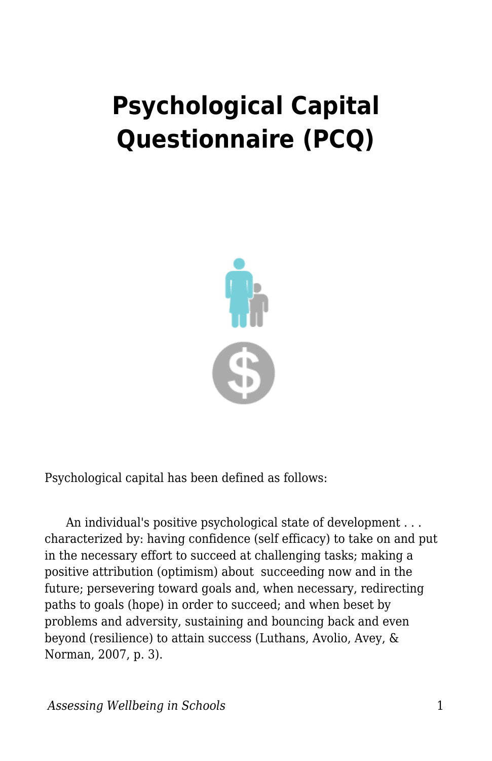# Psychological Capital Questionnaire (PCQ)

Psychological capital has been defined as follows:

> An individual's positive psychological state of development . . . characterized by: having confidence (self efficacy) to take on and put in the necessary effort to succeed at challenging tasks; making a positive attribution (optimism) about succeeding now and in the future; persevering toward goals and, when necessary, redirecting paths to goals (hope) in order to succeed; and when beset by problems and adversity, sustaining and bouncing back and even beyond (resilience) to attain success (Luthans, Avolio, Avey, & Norman, 2007, p. 3).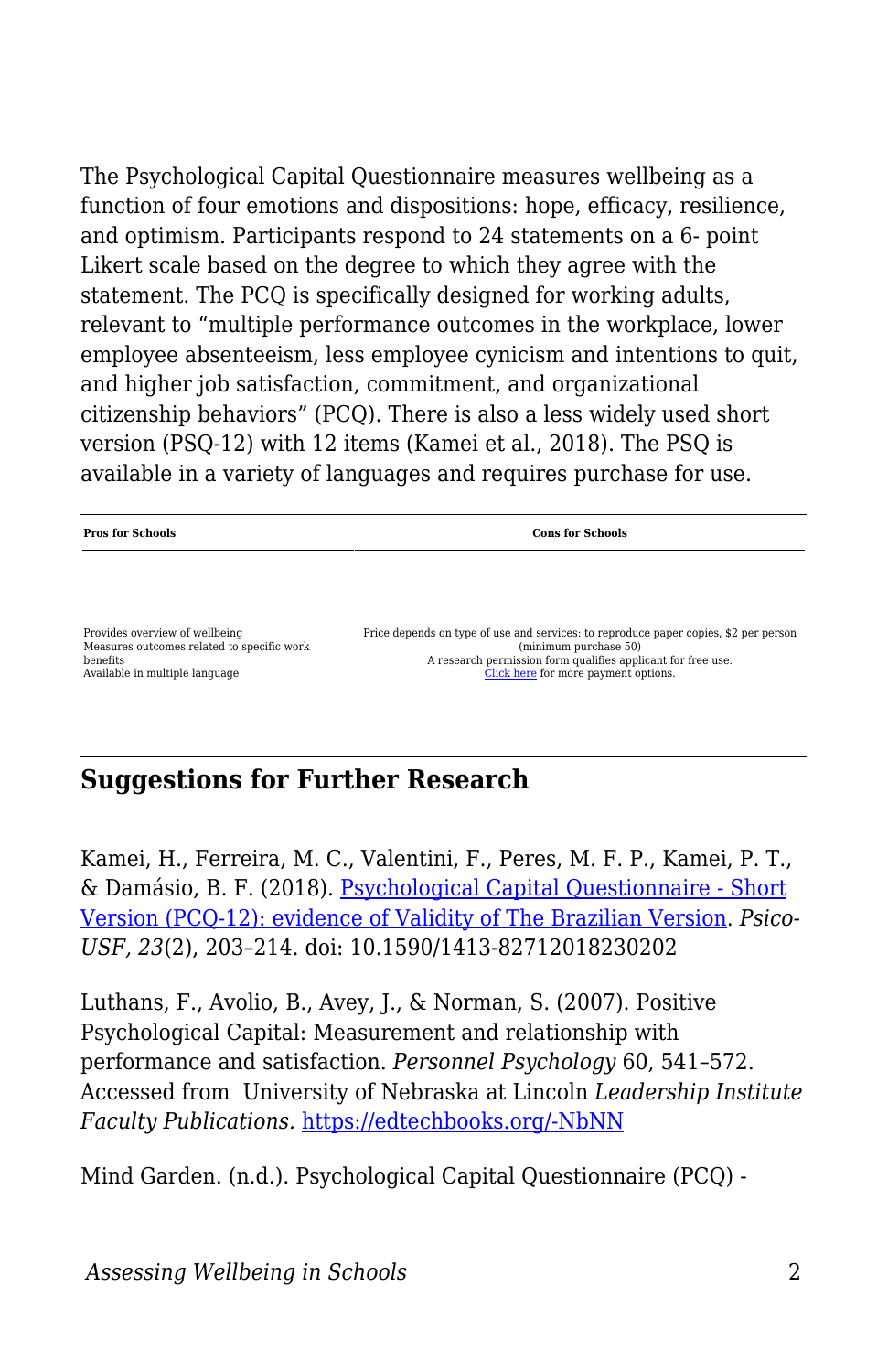The Psychological Capital Questionnaire measures wellbeing as a function of four emotions and dispositions: hope, efficacy, resilience, and optimism. Participants respond to 24 statements on a 6- point Likert scale based on the degree to which they agree with the statement. The PCQ is specifically designed for working adults, relevant to "multiple performance outcomes in the workplace, lower employee absenteeism, less employee cynicism and intentions to quit, and higher job satisfaction, commitment, and organizational citizenship behaviors" (PCQ). There is also a less widely used short version (PSQ-12) with 12 items (Kamei et al., 2018). The PSQ is available in a variety of languages and requires purchase for use.

| Pros for Schools | Cons for Schools |
| --- | --- |
| Provides overview of wellbeing<br>Measures outcomes related to specific work benefits<br>Available in multiple language | Price depends on type of use and services: to reproduce paper copies, $2 per person (minimum purchase 50)<br>A research permission form qualifies applicant for free use.<br>[Click here](#) for more payment options. |

## Suggestions for Further Research

Kamei, H., Ferreira, M. C., Valentini, F., Peres, M. F. P., Kamei, P. T., & Damásio, B. F. (2018). [Psychological Capital Questionnaire - Short Version (PCQ-12): evidence of Validity of The Brazilian Version](#). *Psico-USF, 23*(2), 203–214. doi: 10.1590/1413-82712018230202

Luthans, F., Avolio, B., Avey, J., & Norman, S. (2007). Positive Psychological Capital: Measurement and relationship with performance and satisfaction. *Personnel Psychology* 60, 541–572. Accessed from University of Nebraska at Lincoln *Leadership Institute Faculty Publications.* [https://edtechbooks.org/-NbNN](https://edtechbooks.org/-NbNN)

Mind Garden. (n.d.). Psychological Capital Questionnaire (PCQ) -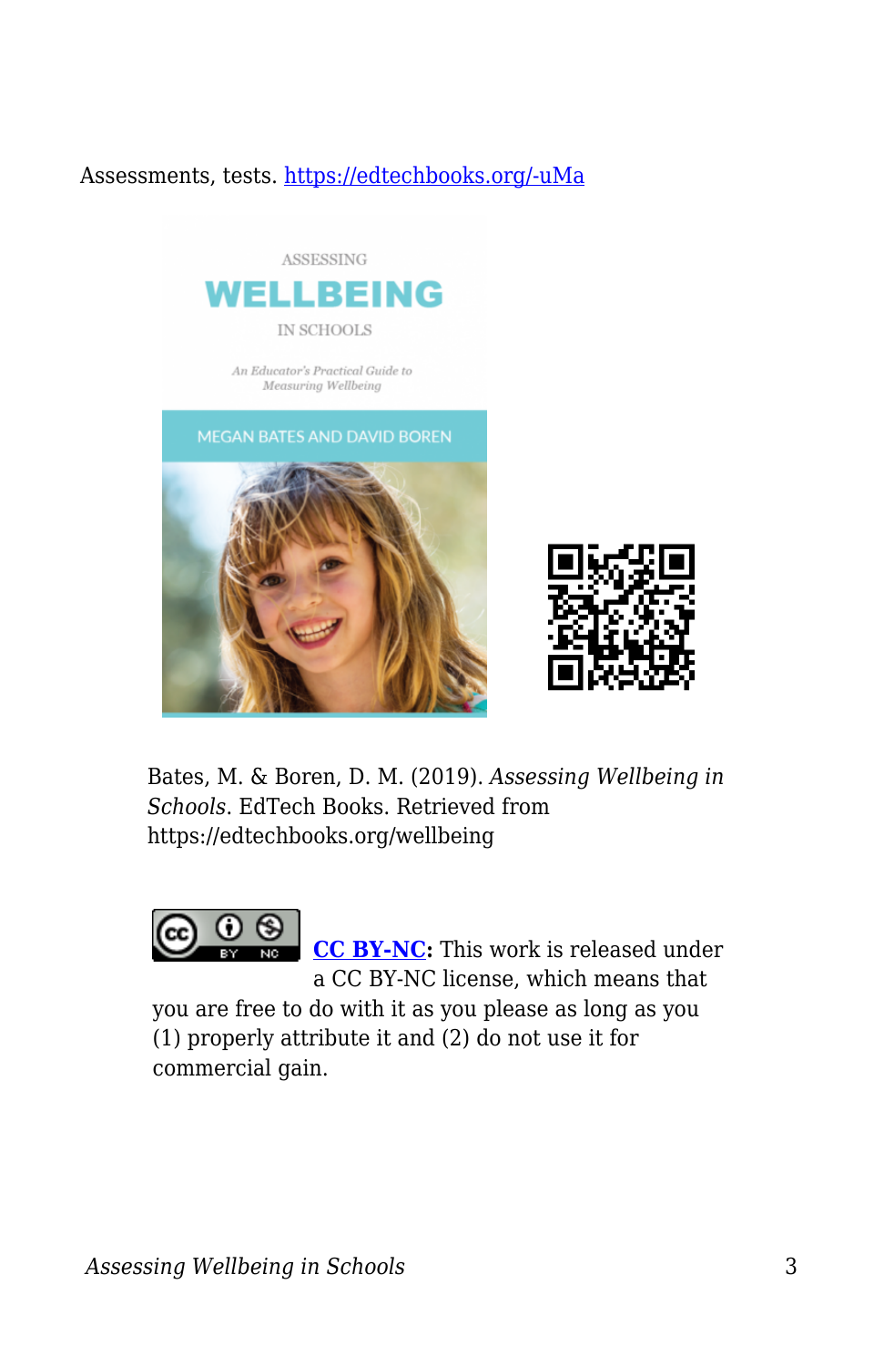Assessments, tests. [https://edtechbooks.org/-uMa](https://edtechbooks.org/-uMa)

Bates, M. & Boren, D. M. (2019). *Assessing Wellbeing in Schools*. EdTech Books. Retrieved from https://edtechbooks.org/wellbeing

**[CC BY-NC](https://creativecommons.org/licenses/by-nc/4.0/):** This work is released under a CC BY-NC license, which means that you are free to do with it as you please as long as you (1) properly attribute it and (2) do not use it for commercial gain.